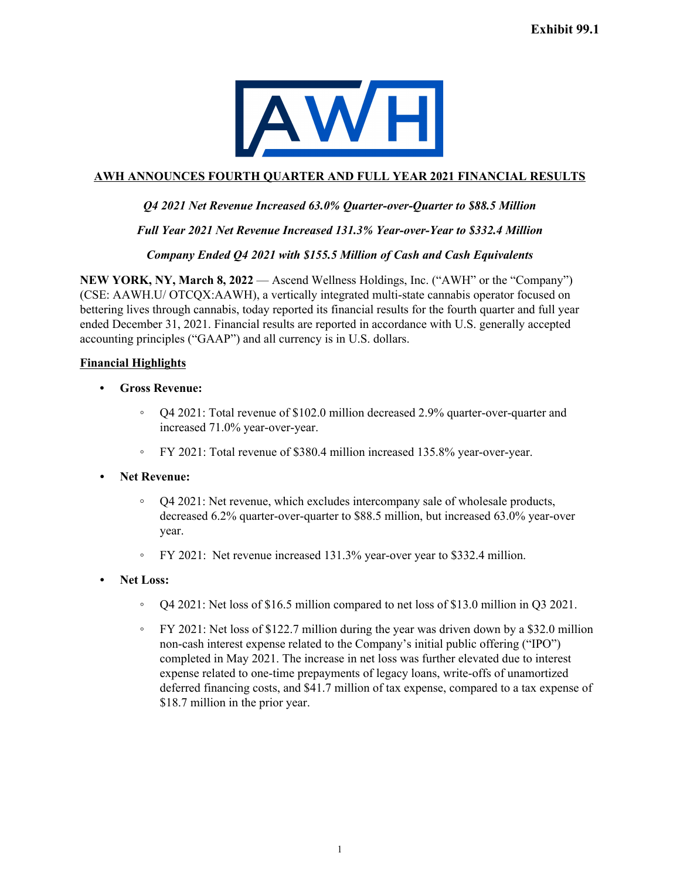**Exhibit 99.1**

# AWH ANNOUNCES FOURTH QUARTER AND FULL YEAR 2021 FINANCIAL RESULTS

*Q4 2021 Net Revenue Increased 63.0% Quarter-over-Quarter to $88.5 Million*

*Full Year 2021 Net Revenue Increased 131.3% Year-over-Year to $332.4 Million*

*Company Ended Q4 2021 with $155.5 Million of Cash and Cash Equivalents*

**NEW YORK, NY, March 8, 2022** — Ascend Wellness Holdings, Inc. ("AWH" or the "Company") (CSE: AAWH.U/ OTCQX:AAWH), a vertically integrated multi-state cannabis operator focused on bettering lives through cannabis, today reported its financial results for the fourth quarter and full year ended December 31, 2021. Financial results are reported in accordance with U.S. generally accepted accounting principles ("GAAP") and all currency is in U.S. dollars.

## Financial Highlights

- **Gross Revenue:**
  - Q4 2021: Total revenue of $102.0 million decreased 2.9% quarter-over-quarter and increased 71.0% year-over-year.
  - FY 2021: Total revenue of $380.4 million increased 135.8% year-over-year.
- **Net Revenue:**
  - Q4 2021: Net revenue, which excludes intercompany sale of wholesale products, decreased 6.2% quarter-over-quarter to $88.5 million, but increased 63.0% year-over year.
  - FY 2021: Net revenue increased 131.3% year-over year to $332.4 million.
- **Net Loss:**
  - Q4 2021: Net loss of $16.5 million compared to net loss of $13.0 million in Q3 2021.
  - FY 2021: Net loss of $122.7 million during the year was driven down by a $32.0 million non-cash interest expense related to the Company's initial public offering ("IPO") completed in May 2021. The increase in net loss was further elevated due to interest expense related to one-time prepayments of legacy loans, write-offs of unamortized deferred financing costs, and $41.7 million of tax expense, compared to a tax expense of $18.7 million in the prior year.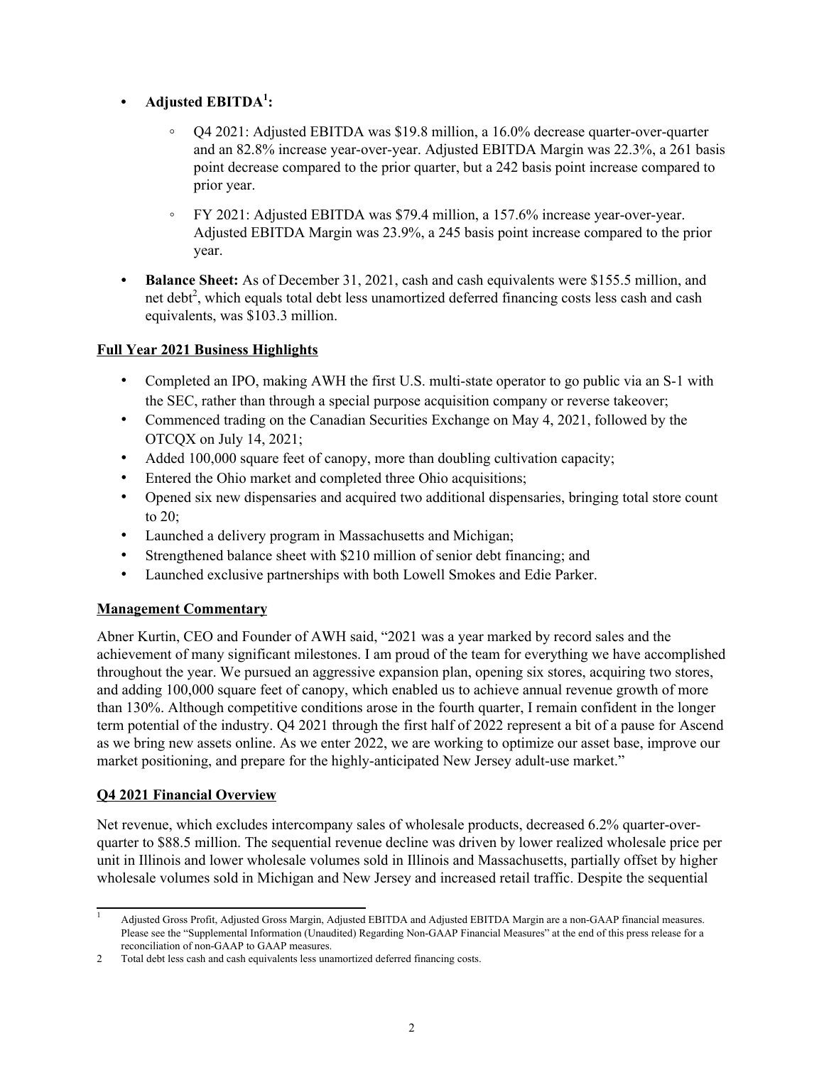- **Adjusted EBITDA[1]:**
    - Q4 2021: Adjusted EBITDA was $19.8 million, a 16.0% decrease quarter-over-quarter and an 82.8% increase year-over-year. Adjusted EBITDA Margin was 22.3%, a 261 basis point decrease compared to the prior quarter, but a 242 basis point increase compared to prior year.
    - FY 2021: Adjusted EBITDA was $79.4 million, a 157.6% increase year-over-year. Adjusted EBITDA Margin was 23.9%, a 245 basis point increase compared to the prior year.
- **Balance Sheet:** As of December 31, 2021, cash and cash equivalents were $155.5 million, and net debt[2], which equals total debt less unamortized deferred financing costs less cash and cash equivalents, was $103.3 million.

**Full Year 2021 Business Highlights**

- Completed an IPO, making AWH the first U.S. multi-state operator to go public via an S-1 with the SEC, rather than through a special purpose acquisition company or reverse takeover;
- Commenced trading on the Canadian Securities Exchange on May 4, 2021, followed by the OTCQX on July 14, 2021;
- Added 100,000 square feet of canopy, more than doubling cultivation capacity;
- Entered the Ohio market and completed three Ohio acquisitions;
- Opened six new dispensaries and acquired two additional dispensaries, bringing total store count to 20;
- Launched a delivery program in Massachusetts and Michigan;
- Strengthened balance sheet with $210 million of senior debt financing; and
- Launched exclusive partnerships with both Lowell Smokes and Edie Parker.

**Management Commentary**

Abner Kurtin, CEO and Founder of AWH said, "2021 was a year marked by record sales and the achievement of many significant milestones. I am proud of the team for everything we have accomplished throughout the year. We pursued an aggressive expansion plan, opening six stores, acquiring two stores, and adding 100,000 square feet of canopy, which enabled us to achieve annual revenue growth of more than 130%. Although competitive conditions arose in the fourth quarter, I remain confident in the longer term potential of the industry. Q4 2021 through the first half of 2022 represent a bit of a pause for Ascend as we bring new assets online. As we enter 2022, we are working to optimize our asset base, improve our market positioning, and prepare for the highly-anticipated New Jersey adult-use market."

**Q4 2021 Financial Overview**

Net revenue, which excludes intercompany sales of wholesale products, decreased 6.2% quarter-over-quarter to $88.5 million. The sequential revenue decline was driven by lower realized wholesale price per unit in Illinois and lower wholesale volumes sold in Illinois and Massachusetts, partially offset by higher wholesale volumes sold in Michigan and New Jersey and increased retail traffic. Despite the sequential

---

[1] Adjusted Gross Profit, Adjusted Gross Margin, Adjusted EBITDA and Adjusted EBITDA Margin are a non-GAAP financial measures. Please see the "Supplemental Information (Unaudited) Regarding Non-GAAP Financial Measures" at the end of this press release for a reconciliation of non-GAAP to GAAP measures.

[2] Total debt less cash and cash equivalents less unamortized deferred financing costs.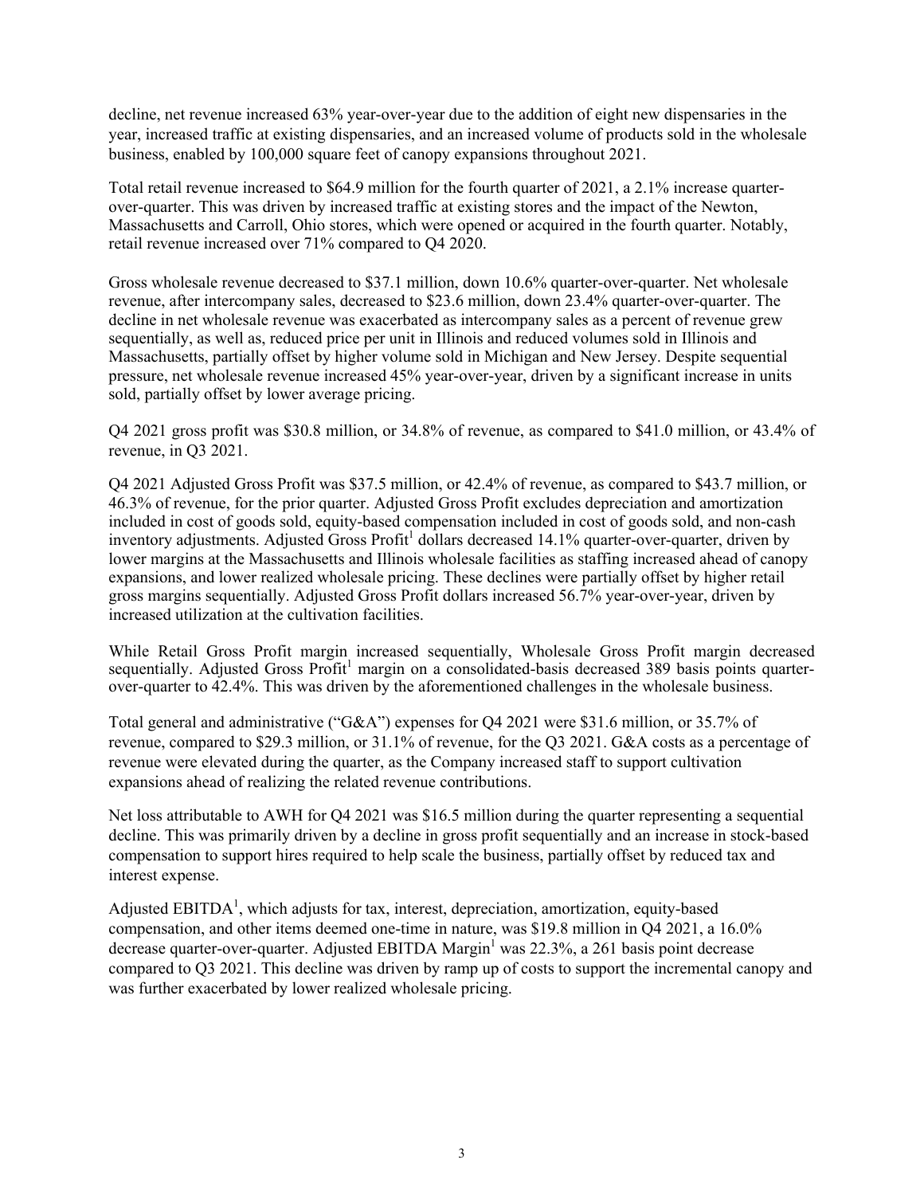decline, net revenue increased 63% year-over-year due to the addition of eight new dispensaries in the year, increased traffic at existing dispensaries, and an increased volume of products sold in the wholesale business, enabled by 100,000 square feet of canopy expansions throughout 2021.

Total retail revenue increased to $64.9 million for the fourth quarter of 2021, a 2.1% increase quarter-over-quarter. This was driven by increased traffic at existing stores and the impact of the Newton, Massachusetts and Carroll, Ohio stores, which were opened or acquired in the fourth quarter. Notably, retail revenue increased over 71% compared to Q4 2020.

Gross wholesale revenue decreased to $37.1 million, down 10.6% quarter-over-quarter. Net wholesale revenue, after intercompany sales, decreased to $23.6 million, down 23.4% quarter-over-quarter. The decline in net wholesale revenue was exacerbated as intercompany sales as a percent of revenue grew sequentially, as well as, reduced price per unit in Illinois and reduced volumes sold in Illinois and Massachusetts, partially offset by higher volume sold in Michigan and New Jersey. Despite sequential pressure, net wholesale revenue increased 45% year-over-year, driven by a significant increase in units sold, partially offset by lower average pricing.

Q4 2021 gross profit was $30.8 million, or 34.8% of revenue, as compared to $41.0 million, or 43.4% of revenue, in Q3 2021.

Q4 2021 Adjusted Gross Profit was $37.5 million, or 42.4% of revenue, as compared to $43.7 million, or 46.3% of revenue, for the prior quarter. Adjusted Gross Profit excludes depreciation and amortization included in cost of goods sold, equity-based compensation included in cost of goods sold, and non-cash inventory adjustments. Adjusted Gross Profit[1] dollars decreased 14.1% quarter-over-quarter, driven by lower margins at the Massachusetts and Illinois wholesale facilities as staffing increased ahead of canopy expansions, and lower realized wholesale pricing. These declines were partially offset by higher retail gross margins sequentially. Adjusted Gross Profit dollars increased 56.7% year-over-year, driven by increased utilization at the cultivation facilities.

While Retail Gross Profit margin increased sequentially, Wholesale Gross Profit margin decreased sequentially. Adjusted Gross Profit[1] margin on a consolidated-basis decreased 389 basis points quarter-over-quarter to 42.4%. This was driven by the aforementioned challenges in the wholesale business.

Total general and administrative ("G&A") expenses for Q4 2021 were $31.6 million, or 35.7% of revenue, compared to $29.3 million, or 31.1% of revenue, for the Q3 2021. G&A costs as a percentage of revenue were elevated during the quarter, as the Company increased staff to support cultivation expansions ahead of realizing the related revenue contributions.

Net loss attributable to AWH for Q4 2021 was $16.5 million during the quarter representing a sequential decline. This was primarily driven by a decline in gross profit sequentially and an increase in stock-based compensation to support hires required to help scale the business, partially offset by reduced tax and interest expense.

Adjusted EBITDA[1], which adjusts for tax, interest, depreciation, amortization, equity-based compensation, and other items deemed one-time in nature, was $19.8 million in Q4 2021, a 16.0% decrease quarter-over-quarter. Adjusted EBITDA Margin[1] was 22.3%, a 261 basis point decrease compared to Q3 2021. This decline was driven by ramp up of costs to support the incremental canopy and was further exacerbated by lower realized wholesale pricing.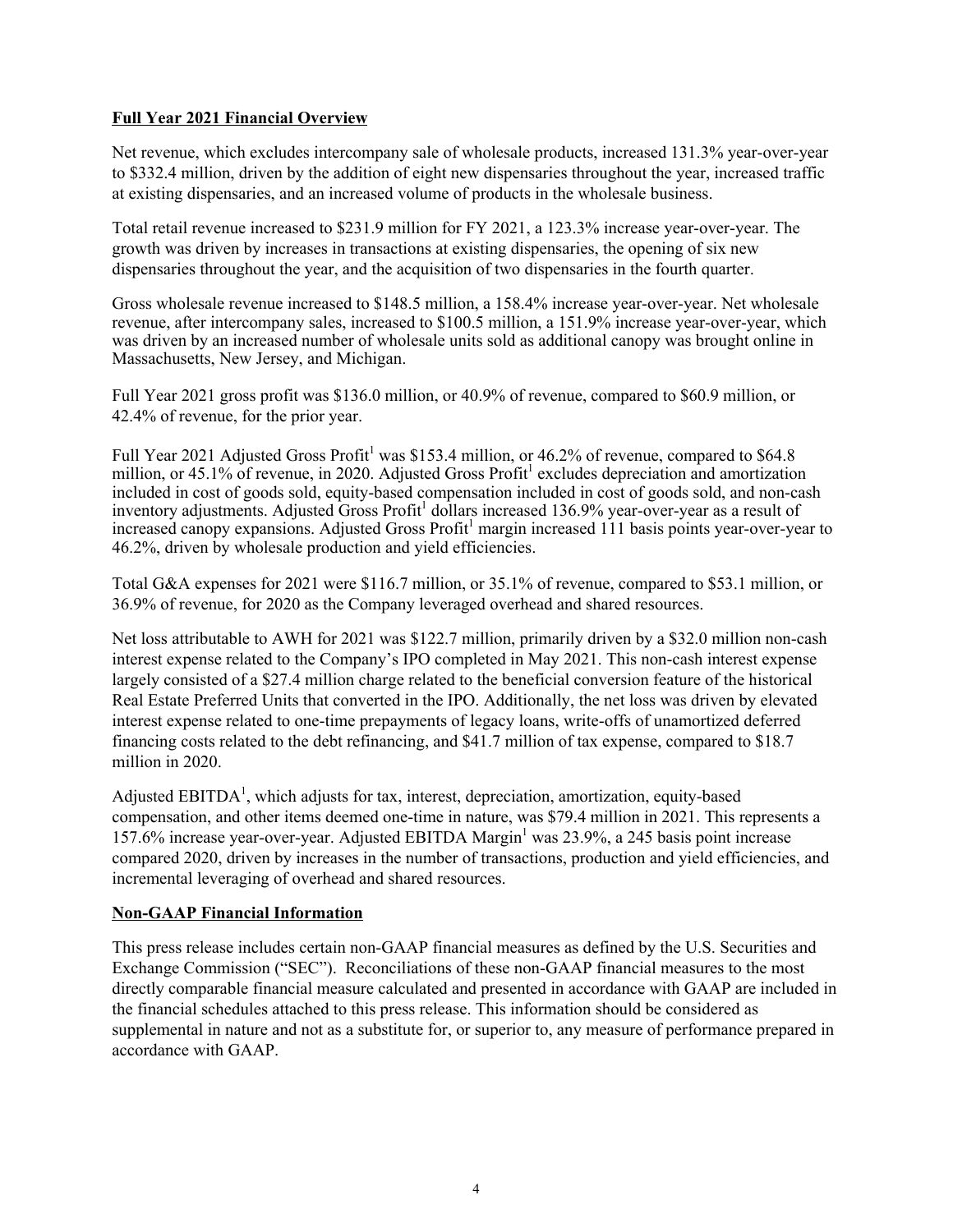**Full Year 2021 Financial Overview**

Net revenue, which excludes intercompany sale of wholesale products, increased 131.3% year-over-year to $332.4 million, driven by the addition of eight new dispensaries throughout the year, increased traffic at existing dispensaries, and an increased volume of products in the wholesale business.

Total retail revenue increased to $231.9 million for FY 2021, a 123.3% increase year-over-year. The growth was driven by increases in transactions at existing dispensaries, the opening of six new dispensaries throughout the year, and the acquisition of two dispensaries in the fourth quarter.

Gross wholesale revenue increased to $148.5 million, a 158.4% increase year-over-year. Net wholesale revenue, after intercompany sales, increased to $100.5 million, a 151.9% increase year-over-year, which was driven by an increased number of wholesale units sold as additional canopy was brought online in Massachusetts, New Jersey, and Michigan.

Full Year 2021 gross profit was $136.0 million, or 40.9% of revenue, compared to $60.9 million, or 42.4% of revenue, for the prior year.

Full Year 2021 Adjusted Gross Profit[1] was $153.4 million, or 46.2% of revenue, compared to $64.8 million, or 45.1% of revenue, in 2020. Adjusted Gross Profit[1] excludes depreciation and amortization included in cost of goods sold, equity-based compensation included in cost of goods sold, and non-cash inventory adjustments. Adjusted Gross Profit[1] dollars increased 136.9% year-over-year as a result of increased canopy expansions. Adjusted Gross Profit[1] margin increased 111 basis points year-over-year to 46.2%, driven by wholesale production and yield efficiencies.

Total G&A expenses for 2021 were $116.7 million, or 35.1% of revenue, compared to $53.1 million, or 36.9% of revenue, for 2020 as the Company leveraged overhead and shared resources.

Net loss attributable to AWH for 2021 was $122.7 million, primarily driven by a $32.0 million non-cash interest expense related to the Company's IPO completed in May 2021. This non-cash interest expense largely consisted of a $27.4 million charge related to the beneficial conversion feature of the historical Real Estate Preferred Units that converted in the IPO. Additionally, the net loss was driven by elevated interest expense related to one-time prepayments of legacy loans, write-offs of unamortized deferred financing costs related to the debt refinancing, and $41.7 million of tax expense, compared to $18.7 million in 2020.

Adjusted EBITDA[1], which adjusts for tax, interest, depreciation, amortization, equity-based compensation, and other items deemed one-time in nature, was $79.4 million in 2021. This represents a 157.6% increase year-over-year. Adjusted EBITDA Margin[1] was 23.9%, a 245 basis point increase compared 2020, driven by increases in the number of transactions, production and yield efficiencies, and incremental leveraging of overhead and shared resources.

**Non-GAAP Financial Information**

This press release includes certain non-GAAP financial measures as defined by the U.S. Securities and Exchange Commission ("SEC"). Reconciliations of these non-GAAP financial measures to the most directly comparable financial measure calculated and presented in accordance with GAAP are included in the financial schedules attached to this press release. This information should be considered as supplemental in nature and not as a substitute for, or superior to, any measure of performance prepared in accordance with GAAP.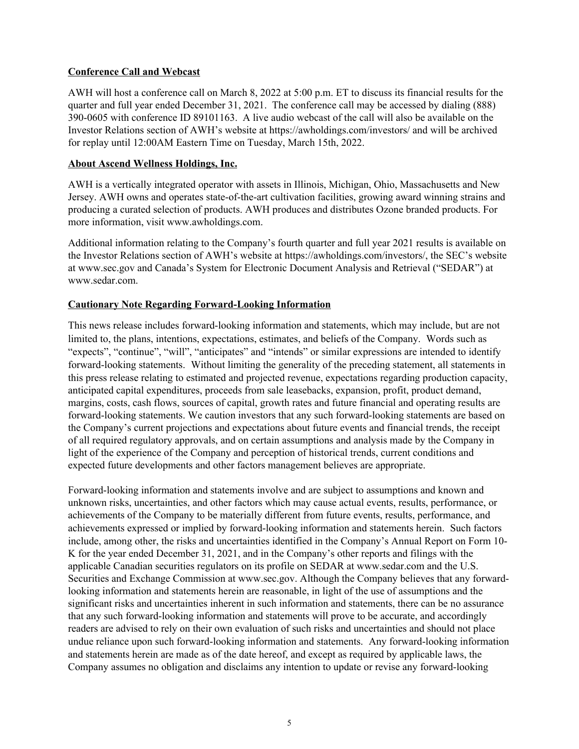## Conference Call and Webcast

AWH will host a conference call on March 8, 2022 at 5:00 p.m. ET to discuss its financial results for the quarter and full year ended December 31, 2021. The conference call may be accessed by dialing (888) 390-0605 with conference ID 89101163. A live audio webcast of the call will also be available on the Investor Relations section of AWH's website at https://awholdings.com/investors/ and will be archived for replay until 12:00AM Eastern Time on Tuesday, March 15th, 2022.

## About Ascend Wellness Holdings, Inc.

AWH is a vertically integrated operator with assets in Illinois, Michigan, Ohio, Massachusetts and New Jersey. AWH owns and operates state-of-the-art cultivation facilities, growing award winning strains and producing a curated selection of products. AWH produces and distributes Ozone branded products. For more information, visit www.awholdings.com.

Additional information relating to the Company's fourth quarter and full year 2021 results is available on the Investor Relations section of AWH's website at https://awholdings.com/investors/, the SEC's website at www.sec.gov and Canada's System for Electronic Document Analysis and Retrieval ("SEDAR") at www.sedar.com.

## Cautionary Note Regarding Forward-Looking Information

This news release includes forward-looking information and statements, which may include, but are not limited to, the plans, intentions, expectations, estimates, and beliefs of the Company. Words such as "expects", "continue", "will", "anticipates" and "intends" or similar expressions are intended to identify forward-looking statements. Without limiting the generality of the preceding statement, all statements in this press release relating to estimated and projected revenue, expectations regarding production capacity, anticipated capital expenditures, proceeds from sale leasebacks, expansion, profit, product demand, margins, costs, cash flows, sources of capital, growth rates and future financial and operating results are forward-looking statements. We caution investors that any such forward-looking statements are based on the Company's current projections and expectations about future events and financial trends, the receipt of all required regulatory approvals, and on certain assumptions and analysis made by the Company in light of the experience of the Company and perception of historical trends, current conditions and expected future developments and other factors management believes are appropriate.

Forward-looking information and statements involve and are subject to assumptions and known and unknown risks, uncertainties, and other factors which may cause actual events, results, performance, or achievements of the Company to be materially different from future events, results, performance, and achievements expressed or implied by forward-looking information and statements herein. Such factors include, among other, the risks and uncertainties identified in the Company's Annual Report on Form 10-K for the year ended December 31, 2021, and in the Company's other reports and filings with the applicable Canadian securities regulators on its profile on SEDAR at www.sedar.com and the U.S. Securities and Exchange Commission at www.sec.gov. Although the Company believes that any forward-looking information and statements herein are reasonable, in light of the use of assumptions and the significant risks and uncertainties inherent in such information and statements, there can be no assurance that any such forward-looking information and statements will prove to be accurate, and accordingly readers are advised to rely on their own evaluation of such risks and uncertainties and should not place undue reliance upon such forward-looking information and statements. Any forward-looking information and statements herein are made as of the date hereof, and except as required by applicable laws, the Company assumes no obligation and disclaims any intention to update or revise any forward-looking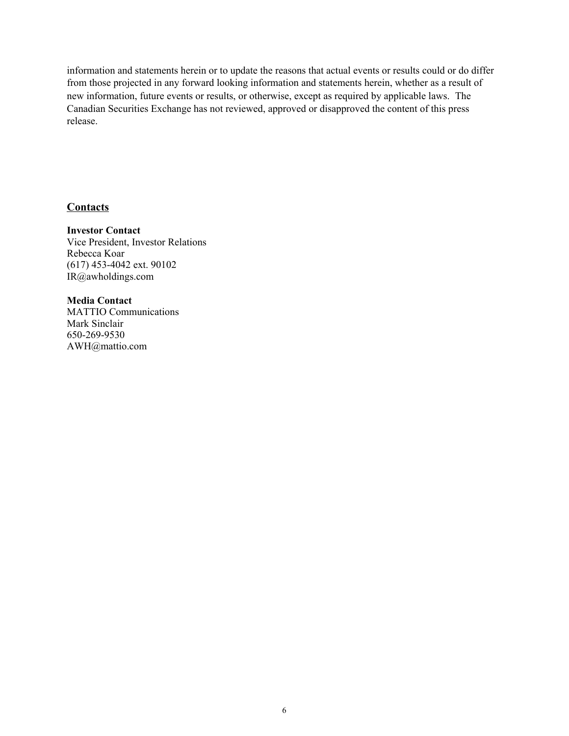information and statements herein or to update the reasons that actual events or results could or do differ from those projected in any forward looking information and statements herein, whether as a result of new information, future events or results, or otherwise, except as required by applicable laws. The Canadian Securities Exchange has not reviewed, approved or disapproved the content of this press release.

## <u>Contacts</u>

**Investor Contact**
Vice President, Investor Relations
Rebecca Koar
(617) 453-4042 ext. 90102
IR@awholdings.com

**Media Contact**
MATTIO Communications
Mark Sinclair
650-269-9530
AWH@mattio.com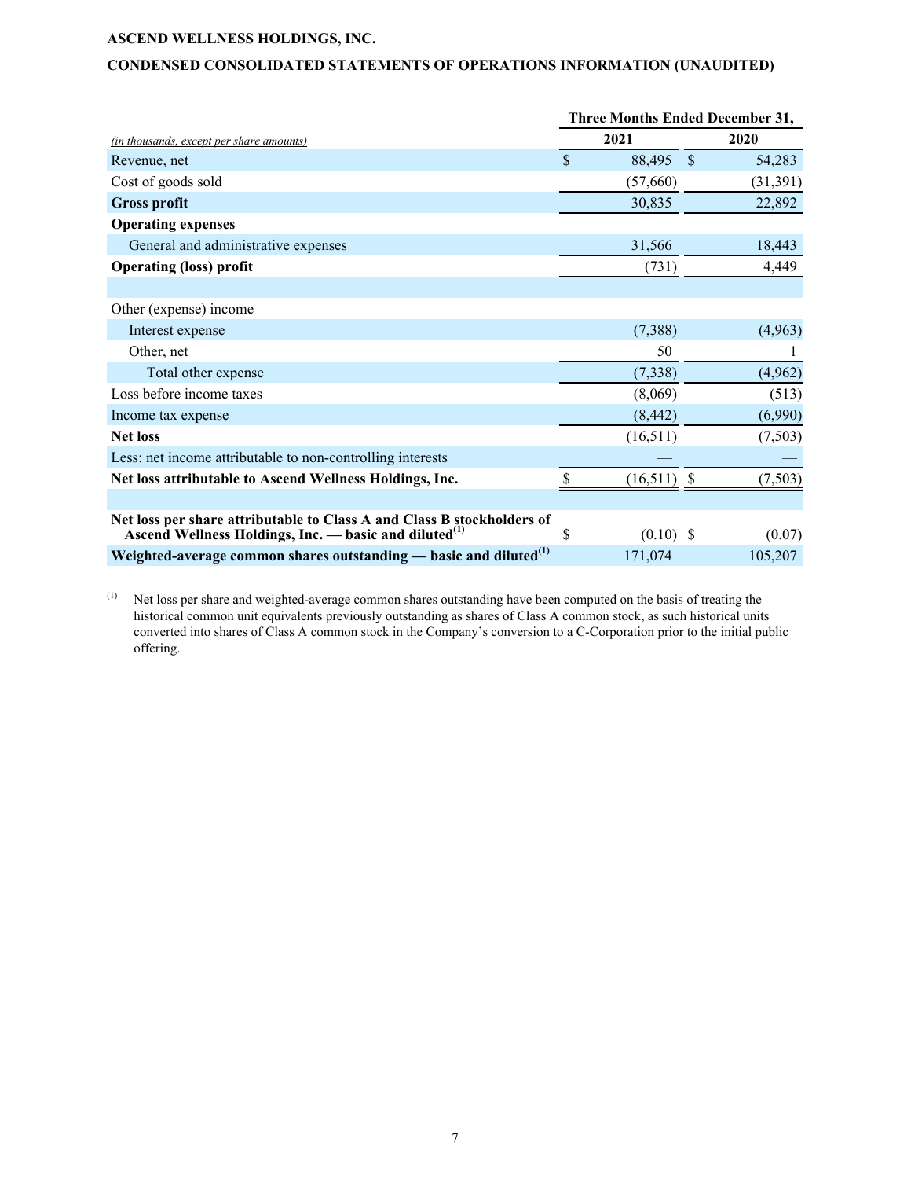**ASCEND WELLNESS HOLDINGS, INC.**

**CONDENSED CONSOLIDATED STATEMENTS OF OPERATIONS INFORMATION (UNAUDITED)**

| *(in thousands, except per share amounts)* | Three Months Ended December 31, 2021 | Three Months Ended December 31, 2020 |
|---|---|---|
| Revenue, net | $ 88,495 | $ 54,283 |
| Cost of goods sold | (57,660) | (31,391) |
| **Gross profit** | 30,835 | 22,892 |
| **Operating expenses** | | |
| General and administrative expenses | 31,566 | 18,443 |
| **Operating (loss) profit** | (731) | 4,449 |
| | | |
| Other (expense) income | | |
| Interest expense | (7,388) | (4,963) |
| Other, net | 50 | 1 |
| Total other expense | (7,338) | (4,962) |
| Loss before income taxes | (8,069) | (513) |
| Income tax expense | (8,442) | (6,990) |
| **Net loss** | (16,511) | (7,503) |
| Less: net income attributable to non-controlling interests | — | — |
| **Net loss attributable to Ascend Wellness Holdings, Inc.** | $ (16,511) | $ (7,503) |
| | | |
| **Net loss per share attributable to Class A and Class B stockholders of Ascend Wellness Holdings, Inc. — basic and diluted**[1] | $ (0.10) | $ (0.07) |
| **Weighted-average common shares outstanding — basic and diluted**[1] | 171,074 | 105,207 |

[1] Net loss per share and weighted-average common shares outstanding have been computed on the basis of treating the historical common unit equivalents previously outstanding as shares of Class A common stock, as such historical units converted into shares of Class A common stock in the Company's conversion to a C-Corporation prior to the initial public offering.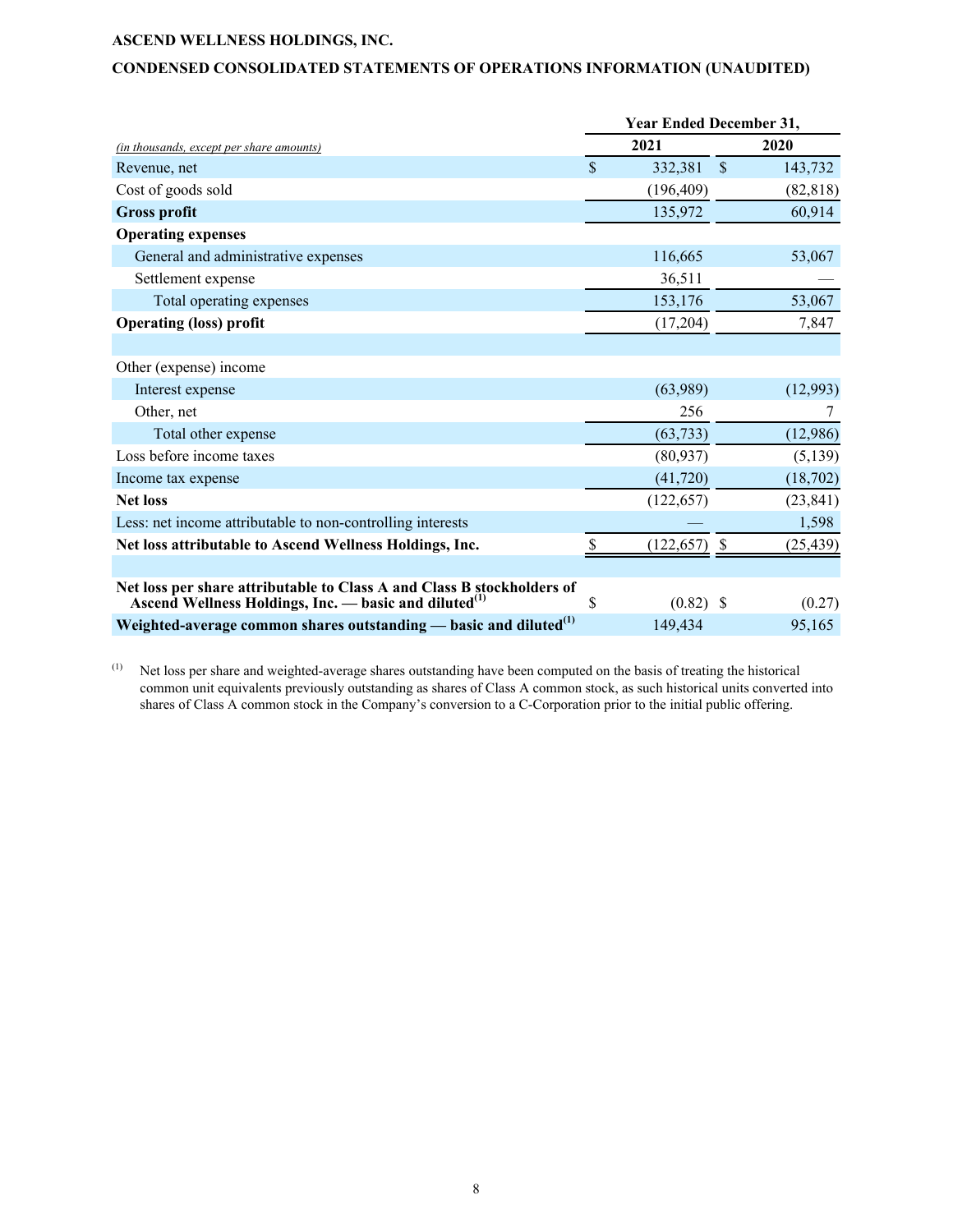**ASCEND WELLNESS HOLDINGS, INC.**

**CONDENSED CONSOLIDATED STATEMENTS OF OPERATIONS INFORMATION (UNAUDITED)**

| *(in thousands, except per share amounts)* | Year Ended December 31, 2021 | Year Ended December 31, 2020 |
|---|---|---|
| Revenue, net | $ 332,381 | $ 143,732 |
| Cost of goods sold | (196,409) | (82,818) |
| **Gross profit** | 135,972 | 60,914 |
| **Operating expenses** | | |
| General and administrative expenses | 116,665 | 53,067 |
| Settlement expense | 36,511 | — |
| Total operating expenses | 153,176 | 53,067 |
| **Operating (loss) profit** | (17,204) | 7,847 |
| | | |
| Other (expense) income | | |
| Interest expense | (63,989) | (12,993) |
| Other, net | 256 | 7 |
| Total other expense | (63,733) | (12,986) |
| Loss before income taxes | (80,937) | (5,139) |
| Income tax expense | (41,720) | (18,702) |
| **Net loss** | (122,657) | (23,841) |
| Less: net income attributable to non-controlling interests | — | 1,598 |
| **Net loss attributable to Ascend Wellness Holdings, Inc.** | $ (122,657) | $ (25,439) |
| | | |
| **Net loss per share attributable to Class A and Class B stockholders of Ascend Wellness Holdings, Inc. — basic and diluted**[1] | $ (0.82) | $ (0.27) |
| **Weighted-average common shares outstanding — basic and diluted**[1] | 149,434 | 95,165 |

[1] Net loss per share and weighted-average shares outstanding have been computed on the basis of treating the historical common unit equivalents previously outstanding as shares of Class A common stock, as such historical units converted into shares of Class A common stock in the Company's conversion to a C-Corporation prior to the initial public offering.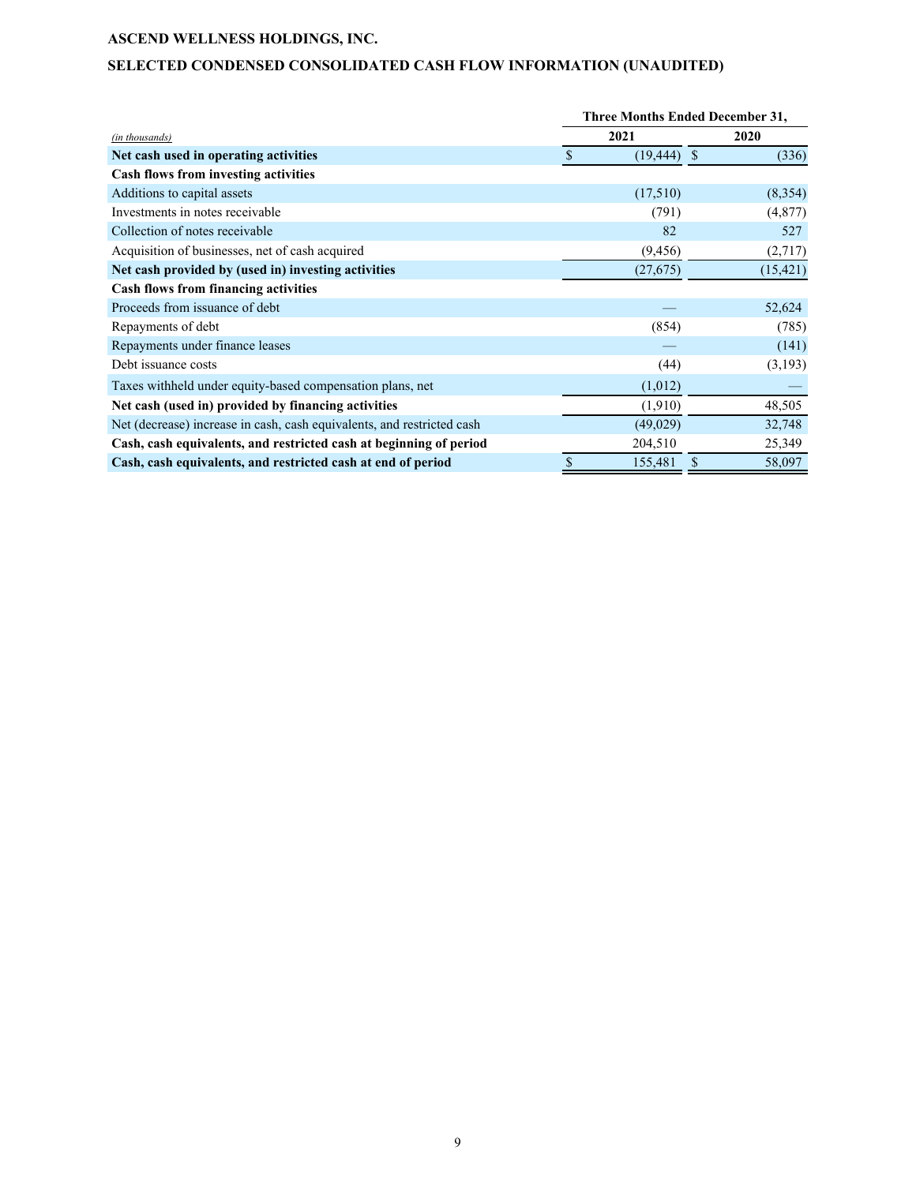**ASCEND WELLNESS HOLDINGS, INC.**

**SELECTED CONDENSED CONSOLIDATED CASH FLOW INFORMATION (UNAUDITED)**

| *(in thousands)* | Three Months Ended December 31, 2021 | Three Months Ended December 31, 2020 |
|---|---|---|
| **Net cash used in operating activities** | $ (19,444) | $ (336) |
| **Cash flows from investing activities** | | |
| Additions to capital assets | (17,510) | (8,354) |
| Investments in notes receivable | (791) | (4,877) |
| Collection of notes receivable | 82 | 527 |
| Acquisition of businesses, net of cash acquired | (9,456) | (2,717) |
| **Net cash provided by (used in) investing activities** | (27,675) | (15,421) |
| **Cash flows from financing activities** | | |
| Proceeds from issuance of debt | — | 52,624 |
| Repayments of debt | (854) | (785) |
| Repayments under finance leases | — | (141) |
| Debt issuance costs | (44) | (3,193) |
| Taxes withheld under equity-based compensation plans, net | (1,012) | — |
| **Net cash (used in) provided by financing activities** | (1,910) | 48,505 |
| Net (decrease) increase in cash, cash equivalents, and restricted cash | (49,029) | 32,748 |
| **Cash, cash equivalents, and restricted cash at beginning of period** | 204,510 | 25,349 |
| **Cash, cash equivalents, and restricted cash at end of period** | $ 155,481 | $ 58,097 |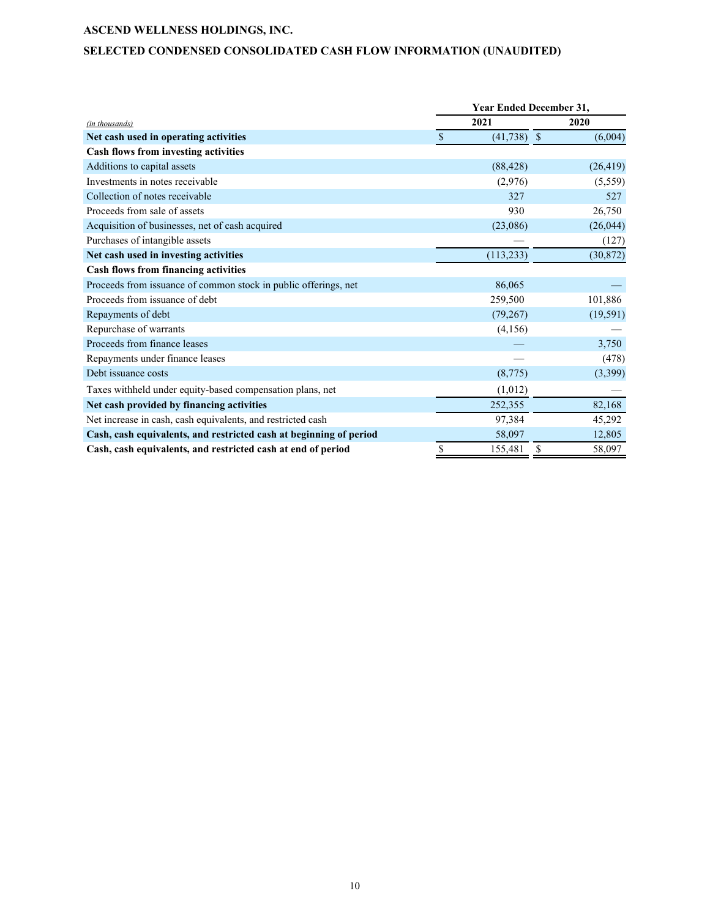**ASCEND WELLNESS HOLDINGS, INC.**

**SELECTED CONDENSED CONSOLIDATED CASH FLOW INFORMATION (UNAUDITED)**

| | Year Ended December 31, | |
|---|---|---|
| *(in thousands)* | **2021** | **2020** |
| **Net cash used in operating activities** | $ (41,738) | $ (6,004) |
| **Cash flows from investing activities** | | |
| Additions to capital assets | (88,428) | (26,419) |
| Investments in notes receivable | (2,976) | (5,559) |
| Collection of notes receivable | 327 | 527 |
| Proceeds from sale of assets | 930 | 26,750 |
| Acquisition of businesses, net of cash acquired | (23,086) | (26,044) |
| Purchases of intangible assets | — | (127) |
| **Net cash used in investing activities** | (113,233) | (30,872) |
| **Cash flows from financing activities** | | |
| Proceeds from issuance of common stock in public offerings, net | 86,065 | — |
| Proceeds from issuance of debt | 259,500 | 101,886 |
| Repayments of debt | (79,267) | (19,591) |
| Repurchase of warrants | (4,156) | — |
| Proceeds from finance leases | — | 3,750 |
| Repayments under finance leases | — | (478) |
| Debt issuance costs | (8,775) | (3,399) |
| Taxes withheld under equity-based compensation plans, net | (1,012) | — |
| **Net cash provided by financing activities** | 252,355 | 82,168 |
| Net increase in cash, cash equivalents, and restricted cash | 97,384 | 45,292 |
| **Cash, cash equivalents, and restricted cash at beginning of period** | 58,097 | 12,805 |
| **Cash, cash equivalents, and restricted cash at end of period** | $ 155,481 | $ 58,097 |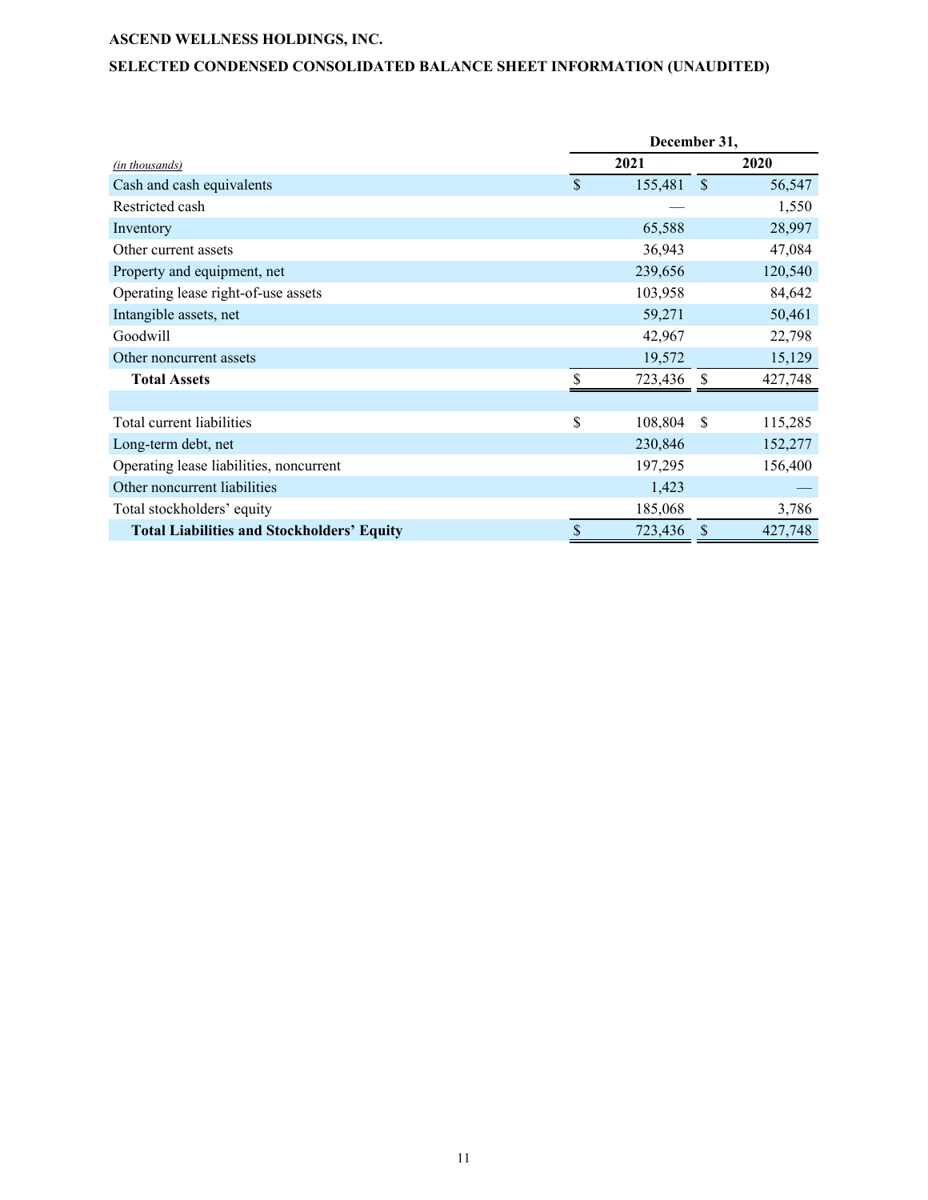**ASCEND WELLNESS HOLDINGS, INC.**

**SELECTED CONDENSED CONSOLIDATED BALANCE SHEET INFORMATION (UNAUDITED)**

| | December 31, | |
|---|---|---|
| *(in thousands)* | 2021 | 2020 |
| Cash and cash equivalents | $ 155,481 | $ 56,547 |
| Restricted cash | — | 1,550 |
| Inventory | 65,588 | 28,997 |
| Other current assets | 36,943 | 47,084 |
| Property and equipment, net | 239,656 | 120,540 |
| Operating lease right-of-use assets | 103,958 | 84,642 |
| Intangible assets, net | 59,271 | 50,461 |
| Goodwill | 42,967 | 22,798 |
| Other noncurrent assets | 19,572 | 15,129 |
| **Total Assets** | $ 723,436 | $ 427,748 |
| | | |
| Total current liabilities | $ 108,804 | $ 115,285 |
| Long-term debt, net | 230,846 | 152,277 |
| Operating lease liabilities, noncurrent | 197,295 | 156,400 |
| Other noncurrent liabilities | 1,423 | — |
| Total stockholders' equity | 185,068 | 3,786 |
| **Total Liabilities and Stockholders' Equity** | $ 723,436 | $ 427,748 |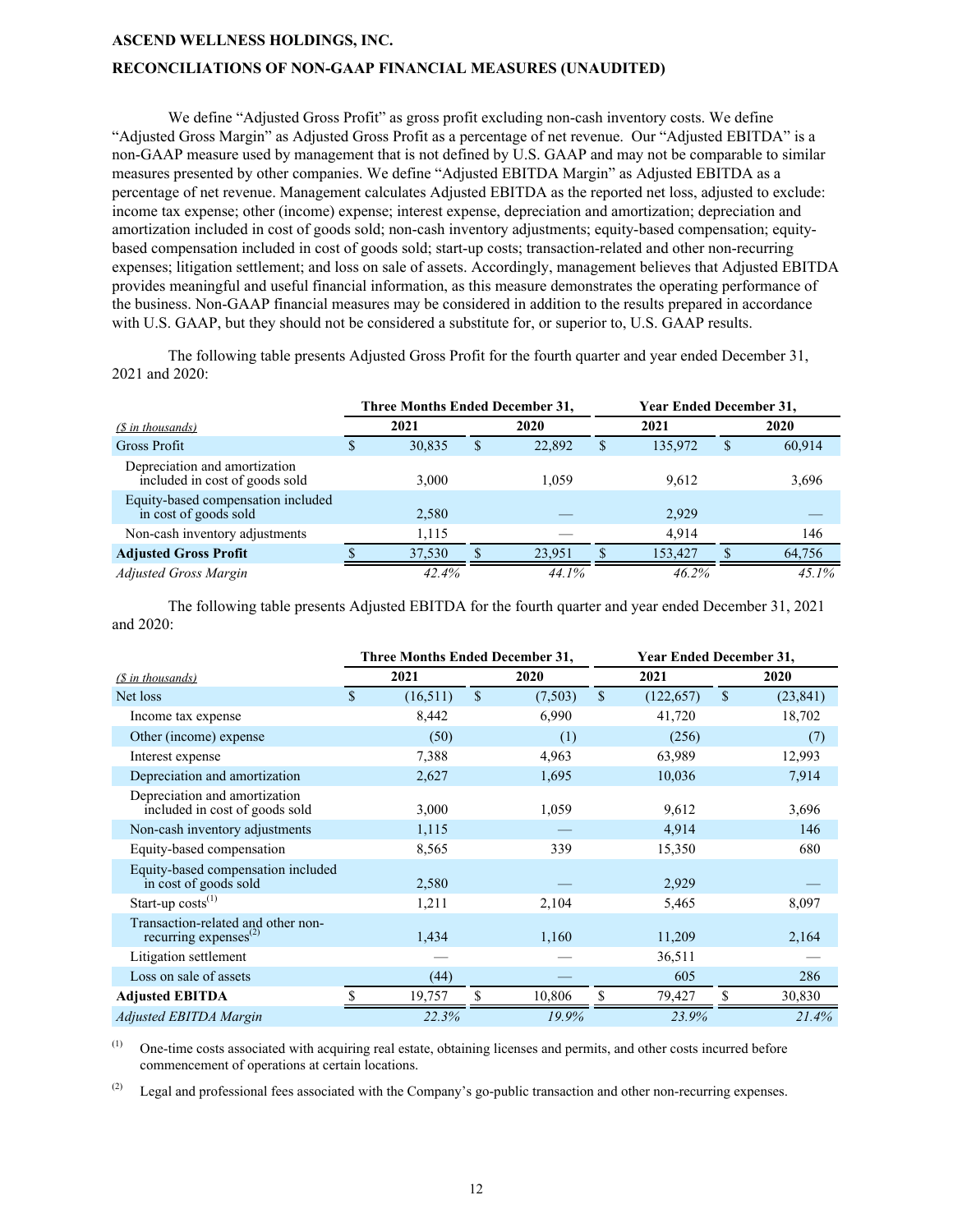**ASCEND WELLNESS HOLDINGS, INC.**

**RECONCILIATIONS OF NON-GAAP FINANCIAL MEASURES (UNAUDITED)**

We define "Adjusted Gross Profit" as gross profit excluding non-cash inventory costs. We define "Adjusted Gross Margin" as Adjusted Gross Profit as a percentage of net revenue. Our "Adjusted EBITDA" is a non-GAAP measure used by management that is not defined by U.S. GAAP and may not be comparable to similar measures presented by other companies. We define "Adjusted EBITDA Margin" as Adjusted EBITDA as a percentage of net revenue. Management calculates Adjusted EBITDA as the reported net loss, adjusted to exclude: income tax expense; other (income) expense; interest expense, depreciation and amortization; depreciation and amortization included in cost of goods sold; non-cash inventory adjustments; equity-based compensation; equity-based compensation included in cost of goods sold; start-up costs; transaction-related and other non-recurring expenses; litigation settlement; and loss on sale of assets. Accordingly, management believes that Adjusted EBITDA provides meaningful and useful financial information, as this measure demonstrates the operating performance of the business. Non-GAAP financial measures may be considered in addition to the results prepared in accordance with U.S. GAAP, but they should not be considered a substitute for, or superior to, U.S. GAAP results.

The following table presents Adjusted Gross Profit for the fourth quarter and year ended December 31, 2021 and 2020:

| | Three Months Ended December 31, | | Year Ended December 31, | |
|---|---|---|---|---|
| *($ in thousands)* | 2021 | 2020 | 2021 | 2020 |
| Gross Profit | $ 30,835 | $ 22,892 | $ 135,972 | $ 60,914 |
| Depreciation and amortization included in cost of goods sold | 3,000 | 1,059 | 9,612 | 3,696 |
| Equity-based compensation included in cost of goods sold | 2,580 | — | 2,929 | — |
| Non-cash inventory adjustments | 1,115 | — | 4,914 | 146 |
| **Adjusted Gross Profit** | $ 37,530 | $ 23,951 | $ 153,427 | $ 64,756 |
| *Adjusted Gross Margin* | *42.4%* | *44.1%* | *46.2%* | *45.1%* |

The following table presents Adjusted EBITDA for the fourth quarter and year ended December 31, 2021 and 2020:

| | Three Months Ended December 31, | | Year Ended December 31, | |
|---|---|---|---|---|
| *($ in thousands)* | 2021 | 2020 | 2021 | 2020 |
| Net loss | $ (16,511) | $ (7,503) | $ (122,657) | $ (23,841) |
| Income tax expense | 8,442 | 6,990 | 41,720 | 18,702 |
| Other (income) expense | (50) | (1) | (256) | (7) |
| Interest expense | 7,388 | 4,963 | 63,989 | 12,993 |
| Depreciation and amortization | 2,627 | 1,695 | 10,036 | 7,914 |
| Depreciation and amortization included in cost of goods sold | 3,000 | 1,059 | 9,612 | 3,696 |
| Non-cash inventory adjustments | 1,115 | — | 4,914 | 146 |
| Equity-based compensation | 8,565 | 339 | 15,350 | 680 |
| Equity-based compensation included in cost of goods sold | 2,580 | — | 2,929 | — |
| Start-up costs[(1)] | 1,211 | 2,104 | 5,465 | 8,097 |
| Transaction-related and other non-recurring expenses[(2)] | 1,434 | 1,160 | 11,209 | 2,164 |
| Litigation settlement | — | — | 36,511 | — |
| Loss on sale of assets | (44) | — | 605 | 286 |
| **Adjusted EBITDA** | $ 19,757 | $ 10,806 | $ 79,427 | $ 30,830 |
| *Adjusted EBITDA Margin* | *22.3%* | *19.9%* | *23.9%* | *21.4%* |

(1) One-time costs associated with acquiring real estate, obtaining licenses and permits, and other costs incurred before commencement of operations at certain locations.

(2) Legal and professional fees associated with the Company's go-public transaction and other non-recurring expenses.